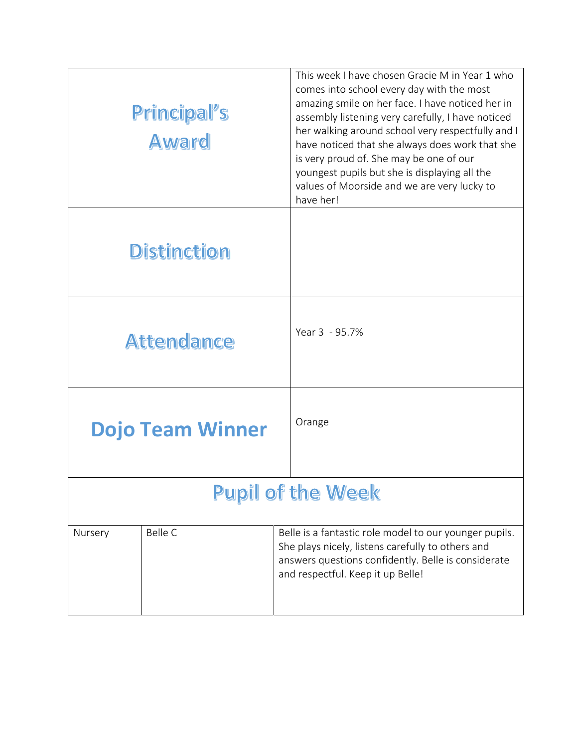| | |
|---|---|
| **Principal's Award** | This week I have chosen Gracie M in Year 1 who comes into school every day with the most amazing smile on her face. I have noticed her in assembly listening very carefully, I have noticed her walking around school very respectfully and I have noticed that she always does work that she is very proud of. She may be one of our youngest pupils but she is displaying all the values of Moorside and we are very lucky to have her! |
| **Distinction** | |
| **Attendance** | Year 3 - 95.7% |
| **Dojo Team Winner** | Orange |

## Pupil of the Week

| | | |
|---|---|---|
| Nursery | Belle C | Belle is a fantastic role model to our younger pupils. She plays nicely, listens carefully to others and answers questions confidently. Belle is considerate and respectful. Keep it up Belle! |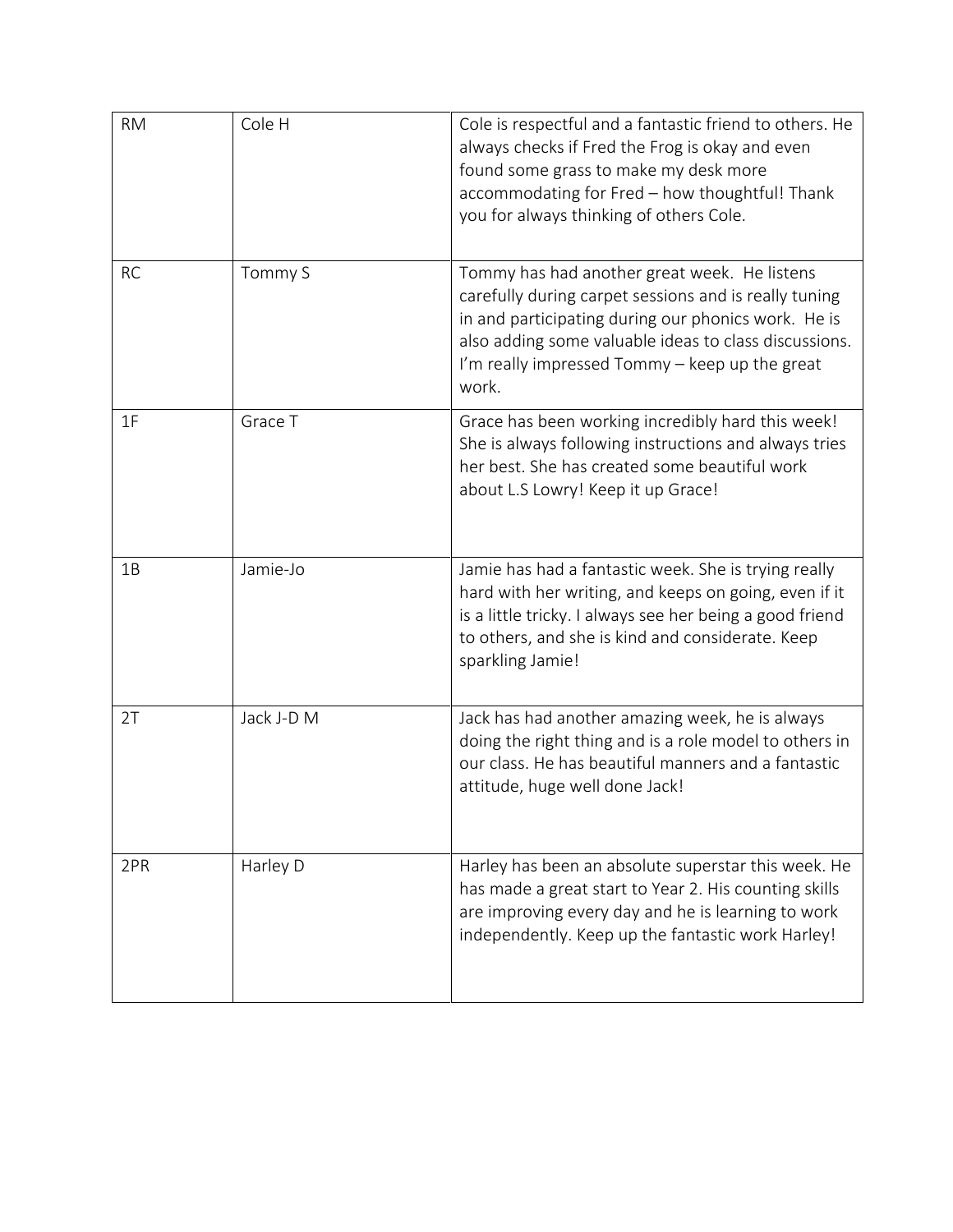| | | |
|---|---|---|
| RM | Cole H | Cole is respectful and a fantastic friend to others. He always checks if Fred the Frog is okay and even found some grass to make my desk more accommodating for Fred – how thoughtful! Thank you for always thinking of others Cole. |
| RC | Tommy S | Tommy has had another great week. He listens carefully during carpet sessions and is really tuning in and participating during our phonics work. He is also adding some valuable ideas to class discussions. I'm really impressed Tommy – keep up the great work. |
| 1F | Grace T | Grace has been working incredibly hard this week! She is always following instructions and always tries her best. She has created some beautiful work about L.S Lowry! Keep it up Grace! |
| 1B | Jamie-Jo | Jamie has had a fantastic week. She is trying really hard with her writing, and keeps on going, even if it is a little tricky. I always see her being a good friend to others, and she is kind and considerate. Keep sparkling Jamie! |
| 2T | Jack J-D M | Jack has had another amazing week, he is always doing the right thing and is a role model to others in our class. He has beautiful manners and a fantastic attitude, huge well done Jack! |
| 2PR | Harley D | Harley has been an absolute superstar this week. He has made a great start to Year 2. His counting skills are improving every day and he is learning to work independently. Keep up the fantastic work Harley! |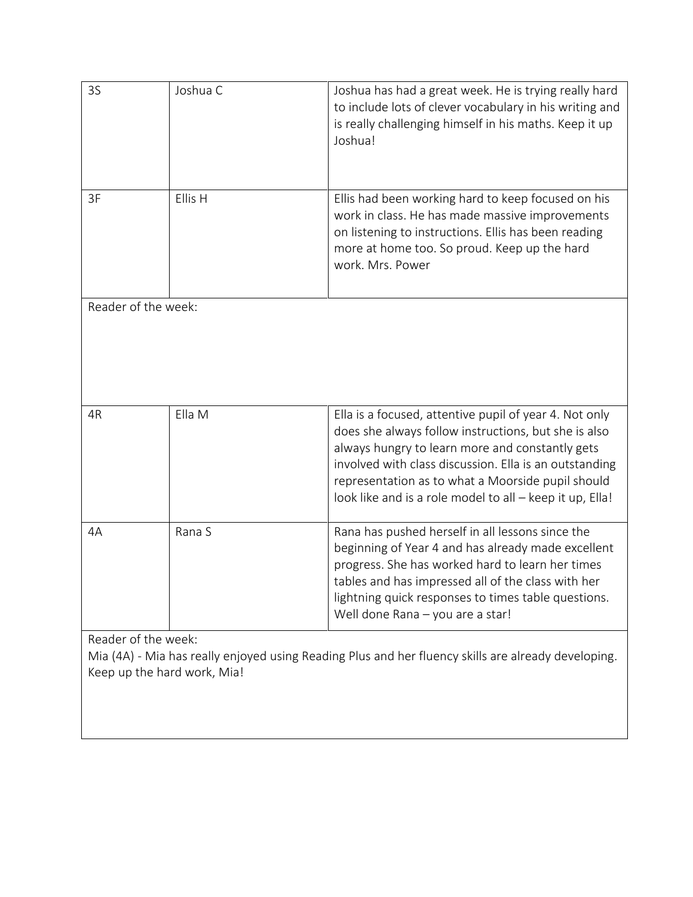| | | |
|---|---|---|
| 3S | Joshua C | Joshua has had a great week. He is trying really hard to include lots of clever vocabulary in his writing and is really challenging himself in his maths. Keep it up Joshua! |
| 3F | Ellis H | Ellis had been working hard to keep focused on his work in class. He has made massive improvements on listening to instructions. Ellis has been reading more at home too. So proud. Keep up the hard work. Mrs. Power |
| Reader of the week: | | |
| 4R | Ella M | Ella is a focused, attentive pupil of year 4. Not only does she always follow instructions, but she is also always hungry to learn more and constantly gets involved with class discussion. Ella is an outstanding representation as to what a Moorside pupil should look like and is a role model to all – keep it up, Ella! |
| 4A | Rana S | Rana has pushed herself in all lessons since the beginning of Year 4 and has already made excellent progress. She has worked hard to learn her times tables and has impressed all of the class with her lightning quick responses to times table questions. Well done Rana – you are a star! |
| Reader of the week: Mia (4A) - Mia has really enjoyed using Reading Plus and her fluency skills are already developing. Keep up the hard work, Mia! | | |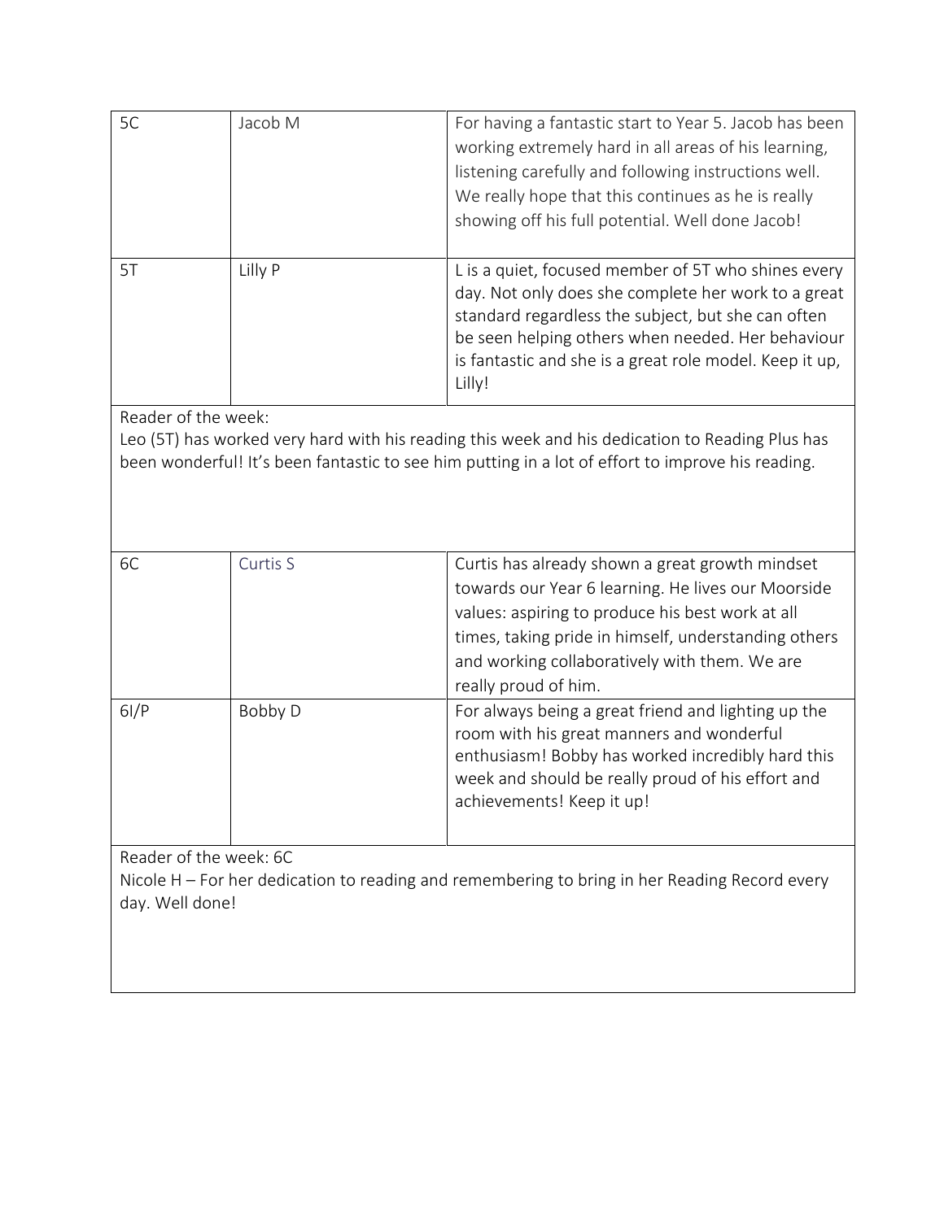| | | |
|---|---|---|
| 5C | Jacob M | For having a fantastic start to Year 5. Jacob has been working extremely hard in all areas of his learning, listening carefully and following instructions well. We really hope that this continues as he is really showing off his full potential. Well done Jacob! |
| 5T | Lilly P | L is a quiet, focused member of 5T who shines every day. Not only does she complete her work to a great standard regardless the subject, but she can often be seen helping others when needed. Her behaviour is fantastic and she is a great role model. Keep it up, Lilly! |
| Reader of the week: Leo (5T) has worked very hard with his reading this week and his dedication to Reading Plus has been wonderful! It's been fantastic to see him putting in a lot of effort to improve his reading. | | |
| 6C | Curtis S | Curtis has already shown a great growth mindset towards our Year 6 learning. He lives our Moorside values: aspiring to produce his best work at all times, taking pride in himself, understanding others and working collaboratively with them. We are really proud of him. |
| 6I/P | Bobby D | For always being a great friend and lighting up the room with his great manners and wonderful enthusiasm! Bobby has worked incredibly hard this week and should be really proud of his effort and achievements! Keep it up! |
| Reader of the week: 6C Nicole H – For her dedication to reading and remembering to bring in her Reading Record every day. Well done! | | |